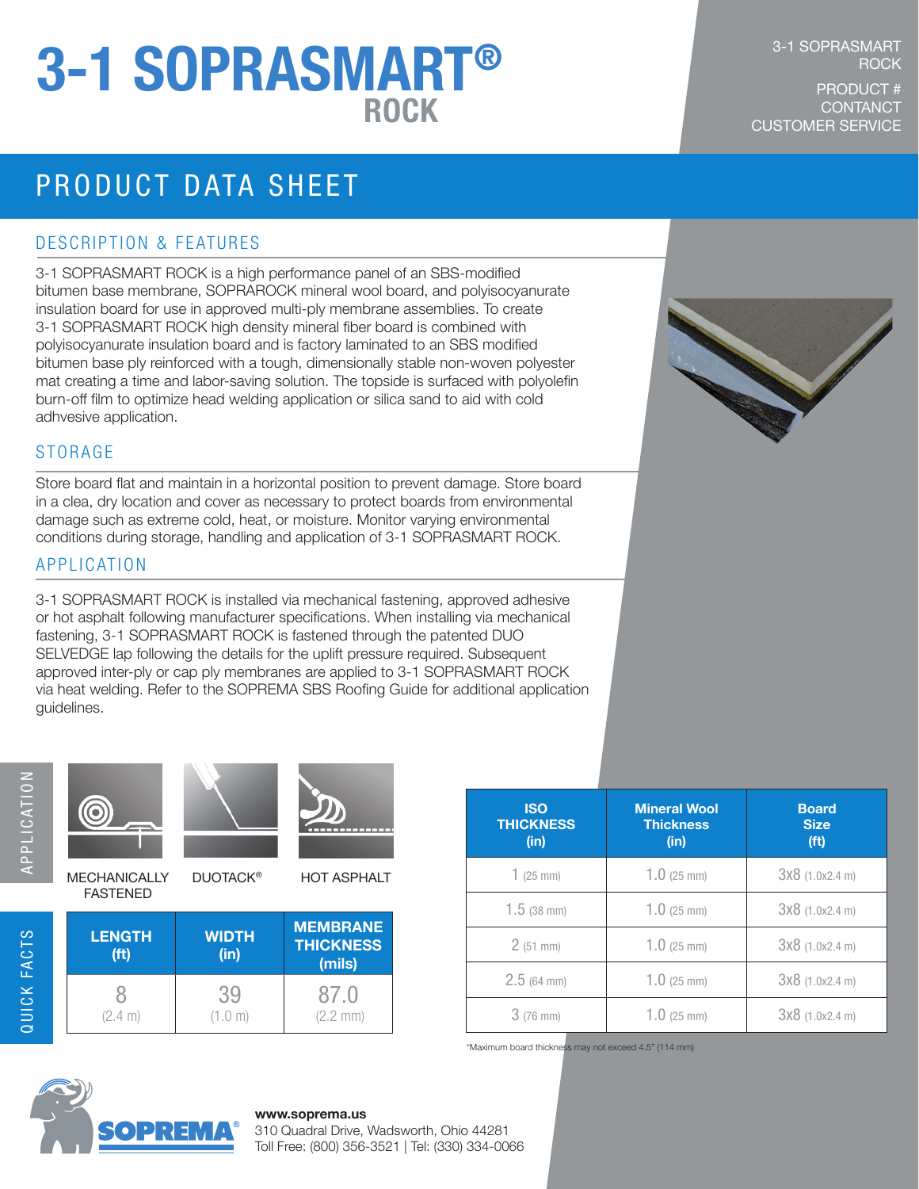# 3-1 SOPRASMART® ROCK

3-1 SOPRASMART ROCK

PRODUCT #
CONTANCT
CUSTOMER SERVICE

## PRODUCT DATA SHEET

### DESCRIPTION & FEATURES

3-1 SOPRASMART ROCK is a high performance panel of an SBS-modified bitumen base membrane, SOPRAROCK mineral wool board, and polyisocyanurate insulation board for use in approved multi-ply membrane assemblies. To create 3-1 SOPRASMART ROCK high density mineral fiber board is combined with polyisocyanurate insulation board and is factory laminated to an SBS modified bitumen base ply reinforced with a tough, dimensionally stable non-woven polyester mat creating a time and labor-saving solution. The topside is surfaced with polyolefin burn-off film to optimize head welding application or silica sand to aid with cold adhvesive application.

### STORAGE

Store board flat and maintain in a horizontal position to prevent damage. Store board in a clea, dry location and cover as necessary to protect boards from environmental damage such as extreme cold, heat, or moisture. Monitor varying environmental conditions during storage, handling and application of 3-1 SOPRASMART ROCK.

### APPLICATION

3-1 SOPRASMART ROCK is installed via mechanical fastening, approved adhesive or hot asphalt following manufacturer specifications. When installing via mechanical fastening, 3-1 SOPRASMART ROCK is fastened through the patented DUO SELVEDGE lap following the details for the uplift pressure required. Subsequent approved inter-ply or cap ply membranes are applied to 3-1 SOPRASMART ROCK via heat welding. Refer to the SOPREMA SBS Roofing Guide for additional application guidelines.

**APPLICATION**

MECHANICALLY FASTENED | DUOTACK® | HOT ASPHALT

**QUICK FACTS**

| LENGTH (ft) | WIDTH (in) | MEMBRANE THICKNESS (mils) |
|---|---|---|
| 8 (2.4 m) | 39 (1.0 m) | 87.0 (2.2 mm) |

| ISO THICKNESS (in) | Mineral Wool Thickness (in) | Board Size (ft) |
|---|---|---|
| 1 (25 mm) | 1.0 (25 mm) | 3x8 (1.0x2.4 m) |
| 1.5 (38 mm) | 1.0 (25 mm) | 3x8 (1.0x2.4 m) |
| 2 (51 mm) | 1.0 (25 mm) | 3x8 (1.0x2.4 m) |
| 2.5 (64 mm) | 1.0 (25 mm) | 3x8 (1.0x2.4 m) |
| 3 (76 mm) | 1.0 (25 mm) | 3x8 (1.0x2.4 m) |

*Maximum board thickness may not exceed 4.5" (114 mm)

**www.soprema.us**
310 Quadral Drive, Wadsworth, Ohio 44281
Toll Free: (800) 356-3521 | Tel: (330) 334-0066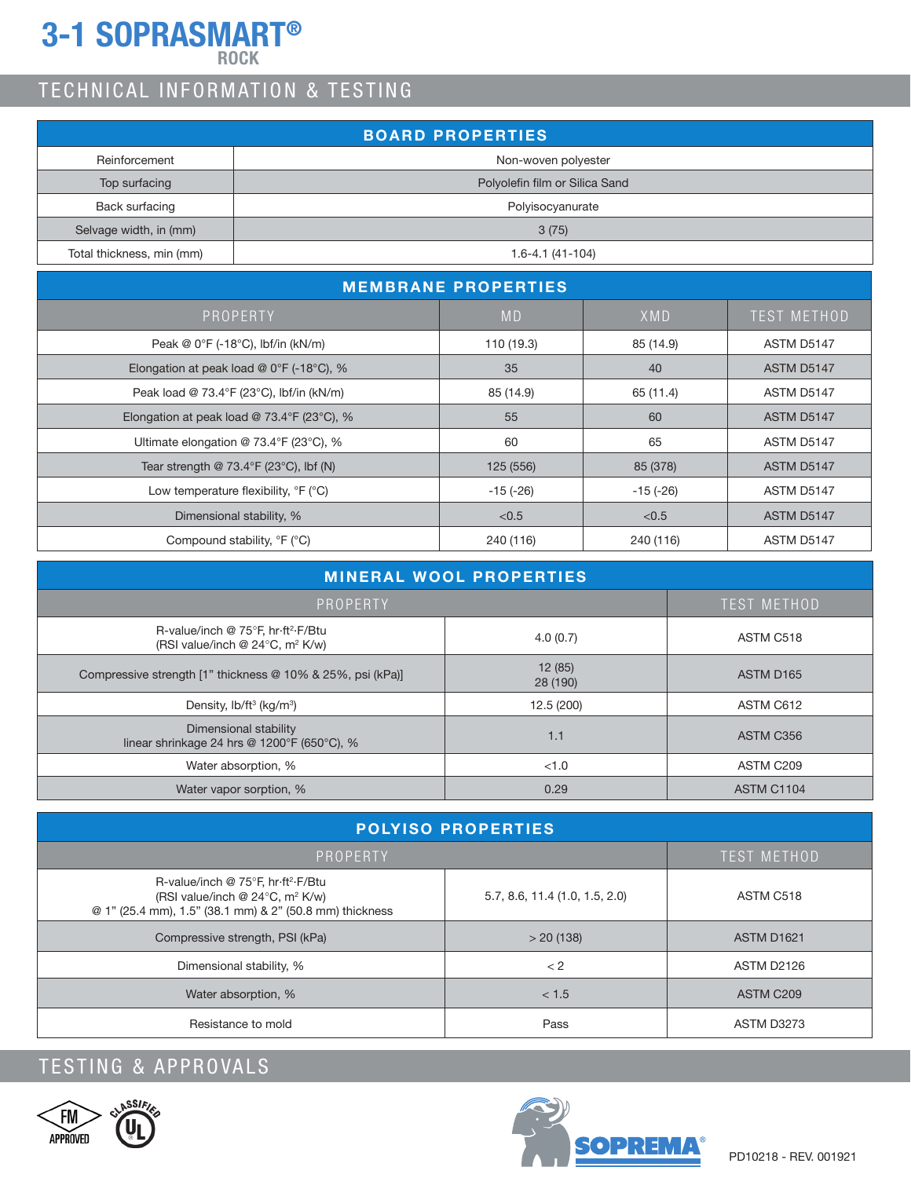# 3-1 SOPRASMART®
ROCK

## TECHNICAL INFORMATION & TESTING

| BOARD PROPERTIES | |
|---|---|
| Reinforcement | Non-woven polyester |
| Top surfacing | Polyolefin film or Silica Sand |
| Back surfacing | Polyisocyanurate |
| Selvage width, in (mm) | 3 (75) |
| Total thickness, min (mm) | 1.6-4.1 (41-104) |

**MEMBRANE PROPERTIES**

| PROPERTY | MD | XMD | TEST METHOD |
|---|---|---|---|
| Peak @ 0°F (-18°C), lbf/in (kN/m) | 110 (19.3) | 85 (14.9) | ASTM D5147 |
| Elongation at peak load @ 0°F (-18°C), % | 35 | 40 | ASTM D5147 |
| Peak load @ 73.4°F (23°C), lbf/in (kN/m) | 85 (14.9) | 65 (11.4) | ASTM D5147 |
| Elongation at peak load @ 73.4°F (23°C), % | 55 | 60 | ASTM D5147 |
| Ultimate elongation @ 73.4°F (23°C), % | 60 | 65 | ASTM D5147 |
| Tear strength @ 73.4°F (23°C), lbf (N) | 125 (556) | 85 (378) | ASTM D5147 |
| Low temperature flexibility, °F (°C) | -15 (-26) | -15 (-26) | ASTM D5147 |
| Dimensional stability, % | <0.5 | <0.5 | ASTM D5147 |
| Compound stability, °F (°C) | 240 (116) | 240 (116) | ASTM D5147 |

**MINERAL WOOL PROPERTIES**

| PROPERTY | | TEST METHOD |
|---|---|---|
| R-value/inch @ 75°F, hr·ft²·F/Btu (RSI value/inch @ 24°C, m² K/w) | 4.0 (0.7) | ASTM C518 |
| Compressive strength [1" thickness @ 10% & 25%, psi (kPa)] | 12 (85) 28 (190) | ASTM D165 |
| Density, lb/ft³ (kg/m³) | 12.5 (200) | ASTM C612 |
| Dimensional stability linear shrinkage 24 hrs @ 1200°F (650°C), % | 1.1 | ASTM C356 |
| Water absorption, % | <1.0 | ASTM C209 |
| Water vapor sorption, % | 0.29 | ASTM C1104 |

**POLYISO PROPERTIES**

| PROPERTY | | TEST METHOD |
|---|---|---|
| R-value/inch @ 75°F, hr·ft²·F/Btu (RSI value/inch @ 24°C, m² K/w) @ 1" (25.4 mm), 1.5" (38.1 mm) & 2" (50.8 mm) thickness | 5.7, 8.6, 11.4 (1.0, 1.5, 2.0) | ASTM C518 |
| Compressive strength, PSI (kPa) | > 20 (138) | ASTM D1621 |
| Dimensional stability, % | < 2 | ASTM D2126 |
| Water absorption, % | < 1.5 | ASTM C209 |
| Resistance to mold | Pass | ASTM D3273 |

## TESTING & APPROVALS

FM APPROVED

UL CLASSIFIED

SOPREMA®

PD10218 - REV. 001921